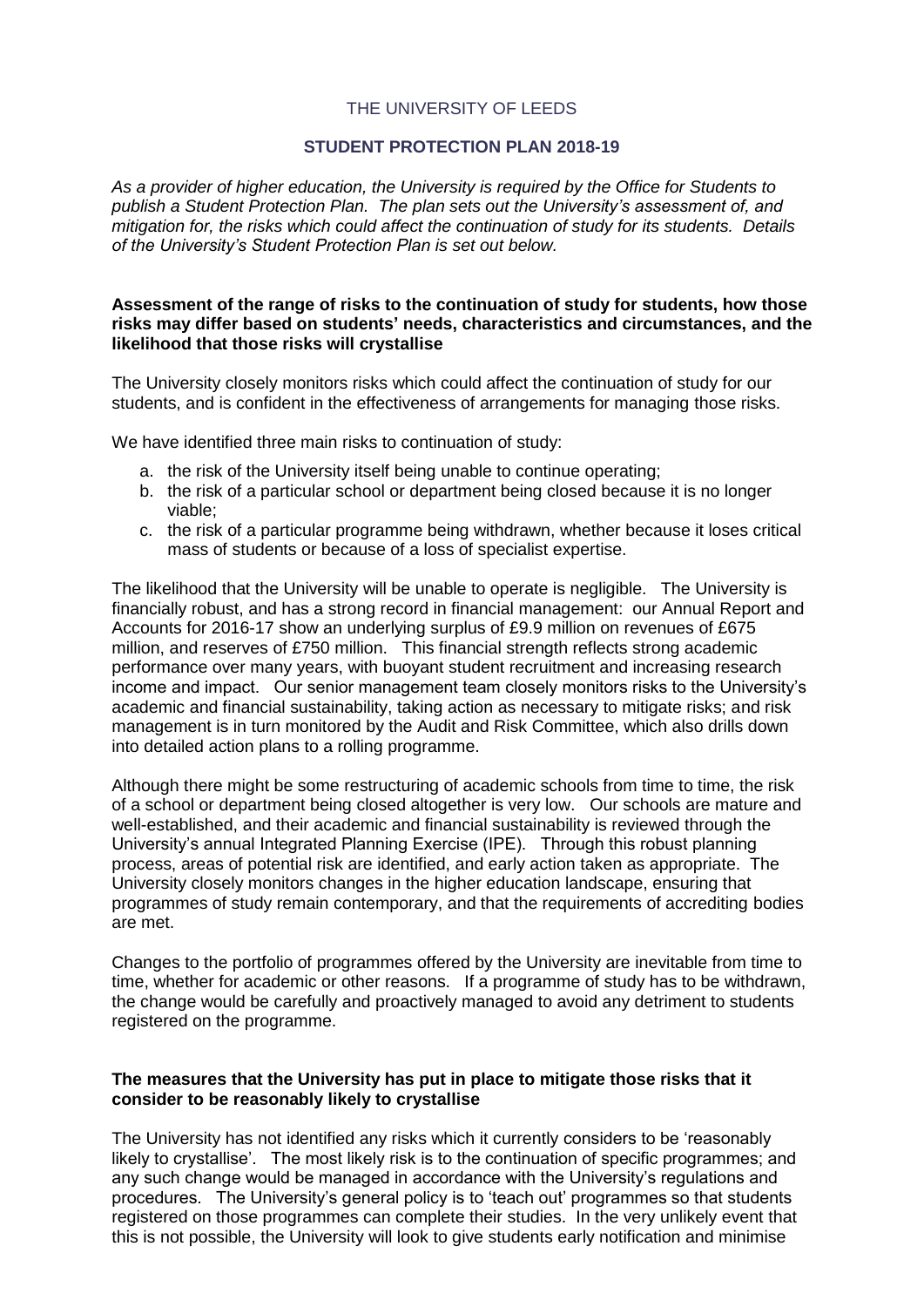# THE UNIVERSITY OF LEEDS

## STUDENT PROTECTION PLAN 2018-19

*As a provider of higher education, the University is required by the Office for Students to publish a Student Protection Plan. The plan sets out the University's assessment of, and mitigation for, the risks which could affect the continuation of study for its students. Details of the University's Student Protection Plan is set out below.*

### Assessment of the range of risks to the continuation of study for students, how those risks may differ based on students' needs, characteristics and circumstances, and the likelihood that those risks will crystallise

The University closely monitors risks which could affect the continuation of study for our students, and is confident in the effectiveness of arrangements for managing those risks.

We have identified three main risks to continuation of study:

a. the risk of the University itself being unable to continue operating;
b. the risk of a particular school or department being closed because it is no longer viable;
c. the risk of a particular programme being withdrawn, whether because it loses critical mass of students or because of a loss of specialist expertise.

The likelihood that the University will be unable to operate is negligible. The University is financially robust, and has a strong record in financial management: our Annual Report and Accounts for 2016-17 show an underlying surplus of £9.9 million on revenues of £675 million, and reserves of £750 million. This financial strength reflects strong academic performance over many years, with buoyant student recruitment and increasing research income and impact. Our senior management team closely monitors risks to the University's academic and financial sustainability, taking action as necessary to mitigate risks; and risk management is in turn monitored by the Audit and Risk Committee, which also drills down into detailed action plans to a rolling programme.

Although there might be some restructuring of academic schools from time to time, the risk of a school or department being closed altogether is very low. Our schools are mature and well-established, and their academic and financial sustainability is reviewed through the University's annual Integrated Planning Exercise (IPE). Through this robust planning process, areas of potential risk are identified, and early action taken as appropriate. The University closely monitors changes in the higher education landscape, ensuring that programmes of study remain contemporary, and that the requirements of accrediting bodies are met.

Changes to the portfolio of programmes offered by the University are inevitable from time to time, whether for academic or other reasons. If a programme of study has to be withdrawn, the change would be carefully and proactively managed to avoid any detriment to students registered on the programme.

### The measures that the University has put in place to mitigate those risks that it consider to be reasonably likely to crystallise

The University has not identified any risks which it currently considers to be 'reasonably likely to crystallise'. The most likely risk is to the continuation of specific programmes; and any such change would be managed in accordance with the University's regulations and procedures. The University's general policy is to 'teach out' programmes so that students registered on those programmes can complete their studies. In the very unlikely event that this is not possible, the University will look to give students early notification and minimise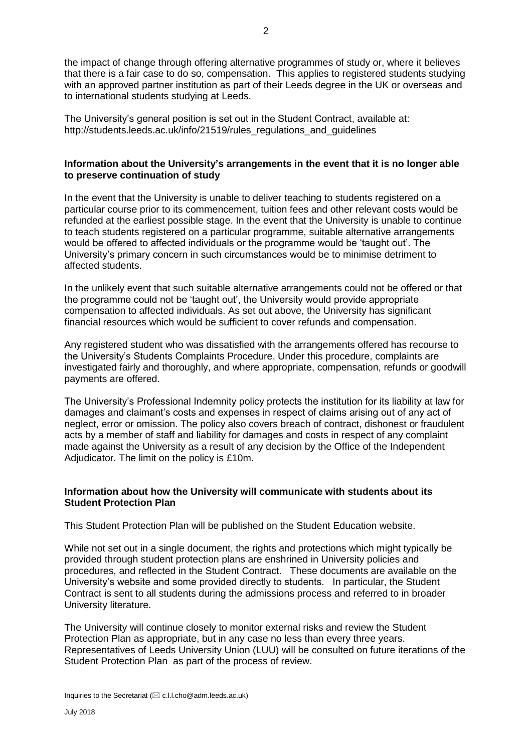the impact of change through offering alternative programmes of study or, where it believes that there is a fair case to do so, compensation. This applies to registered students studying with an approved partner institution as part of their Leeds degree in the UK or overseas and to international students studying at Leeds.

The University's general position is set out in the Student Contract, available at: http://students.leeds.ac.uk/info/21519/rules_regulations_and_guidelines

**Information about the University's arrangements in the event that it is no longer able to preserve continuation of study**

In the event that the University is unable to deliver teaching to students registered on a particular course prior to its commencement, tuition fees and other relevant costs would be refunded at the earliest possible stage. In the event that the University is unable to continue to teach students registered on a particular programme, suitable alternative arrangements would be offered to affected individuals or the programme would be 'taught out'. The University's primary concern in such circumstances would be to minimise detriment to affected students.

In the unlikely event that such suitable alternative arrangements could not be offered or that the programme could not be 'taught out', the University would provide appropriate compensation to affected individuals. As set out above, the University has significant financial resources which would be sufficient to cover refunds and compensation.

Any registered student who was dissatisfied with the arrangements offered has recourse to the University's Students Complaints Procedure. Under this procedure, complaints are investigated fairly and thoroughly, and where appropriate, compensation, refunds or goodwill payments are offered.

The University's Professional Indemnity policy protects the institution for its liability at law for damages and claimant's costs and expenses in respect of claims arising out of any act of neglect, error or omission. The policy also covers breach of contract, dishonest or fraudulent acts by a member of staff and liability for damages and costs in respect of any complaint made against the University as a result of any decision by the Office of the Independent Adjudicator. The limit on the policy is £10m.

**Information about how the University will communicate with students about its Student Protection Plan**

This Student Protection Plan will be published on the Student Education website.

While not set out in a single document, the rights and protections which might typically be provided through student protection plans are enshrined in University policies and procedures, and reflected in the Student Contract. These documents are available on the University's website and some provided directly to students. In particular, the Student Contract is sent to all students during the admissions process and referred to in broader University literature.

The University will continue closely to monitor external risks and review the Student Protection Plan as appropriate, but in any case no less than every three years. Representatives of Leeds University Union (LUU) will be consulted on future iterations of the Student Protection Plan as part of the process of review.

Inquiries to the Secretariat (✉ c.l.l.cho@adm.leeds.ac.uk)

July 2018